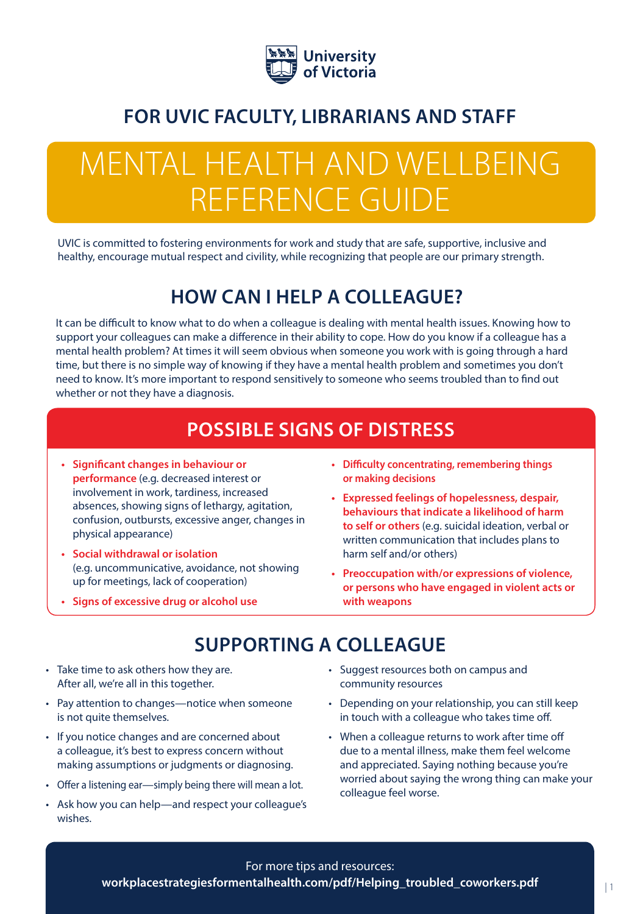University of Victoria

## FOR UVIC FACULTY, LIBRARIANS AND STAFF

# MENTAL HEALTH AND WELLBEING REFERENCE GUIDE

UVIC is committed to fostering environments for work and study that are safe, supportive, inclusive and healthy, encourage mutual respect and civility, while recognizing that people are our primary strength.

## HOW CAN I HELP A COLLEAGUE?

It can be difficult to know what to do when a colleague is dealing with mental health issues. Knowing how to support your colleagues can make a difference in their ability to cope. How do you know if a colleague has a mental health problem? At times it will seem obvious when someone you work with is going through a hard time, but there is no simple way of knowing if they have a mental health problem and sometimes you don't need to know. It's more important to respond sensitively to someone who seems troubled than to find out whether or not they have a diagnosis.

## POSSIBLE SIGNS OF DISTRESS

- **Significant changes in behaviour or performance** (e.g. decreased interest or involvement in work, tardiness, increased absences, showing signs of lethargy, agitation, confusion, outbursts, excessive anger, changes in physical appearance)
- **Social withdrawal or isolation** (e.g. uncommunicative, avoidance, not showing up for meetings, lack of cooperation)
- **Signs of excessive drug or alcohol use**
- **Difficulty concentrating, remembering things or making decisions**
- **Expressed feelings of hopelessness, despair, behaviours that indicate a likelihood of harm to self or others** (e.g. suicidal ideation, verbal or written communication that includes plans to harm self and/or others)
- **Preoccupation with/or expressions of violence, or persons who have engaged in violent acts or with weapons**

## SUPPORTING A COLLEAGUE

- Take time to ask others how they are. After all, we're all in this together.
- Pay attention to changes—notice when someone is not quite themselves.
- If you notice changes and are concerned about a colleague, it's best to express concern without making assumptions or judgments or diagnosing.
- Offer a listening ear—simply being there will mean a lot.
- Ask how you can help—and respect your colleague's wishes.
- Suggest resources both on campus and community resources
- Depending on your relationship, you can still keep in touch with a colleague who takes time off.
- When a colleague returns to work after time off due to a mental illness, make them feel welcome and appreciated. Saying nothing because you're worried about saying the wrong thing can make your colleague feel worse.

For more tips and resources:
**workplacestrategiesformentalhealth.com/pdf/Helping_troubled_coworkers.pdf**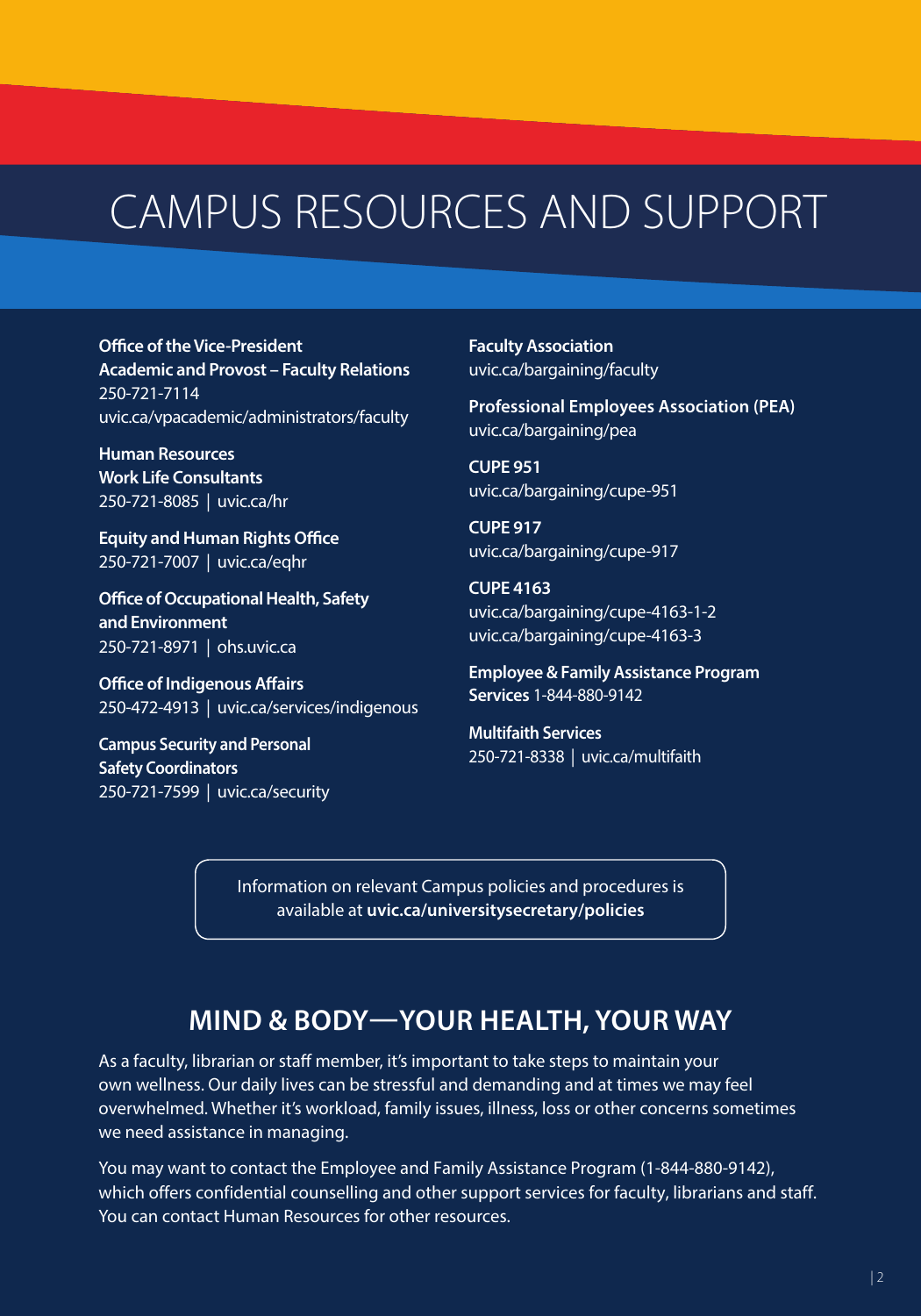# CAMPUS RESOURCES AND SUPPORT

**Office of the Vice-President Academic and Provost – Faculty Relations**
250-721-7114
uvic.ca/vpacademic/administrators/faculty

**Human Resources Work Life Consultants**
250-721-8085 | uvic.ca/hr

**Equity and Human Rights Office**
250-721-7007 | uvic.ca/eqhr

**Office of Occupational Health, Safety and Environment**
250-721-8971 | ohs.uvic.ca

**Office of Indigenous Affairs**
250-472-4913 | uvic.ca/services/indigenous

**Campus Security and Personal Safety Coordinators**
250-721-7599 | uvic.ca/security

**Faculty Association**
uvic.ca/bargaining/faculty

**Professional Employees Association (PEA)**
uvic.ca/bargaining/pea

**CUPE 951**
uvic.ca/bargaining/cupe-951

**CUPE 917**
uvic.ca/bargaining/cupe-917

**CUPE 4163**
uvic.ca/bargaining/cupe-4163-1-2
uvic.ca/bargaining/cupe-4163-3

**Employee & Family Assistance Program Services** 1-844-880-9142

**Multifaith Services**
250-721-8338 | uvic.ca/multifaith

Information on relevant Campus policies and procedures is available at **uvic.ca/universitysecretary/policies**

## MIND & BODY—YOUR HEALTH, YOUR WAY

As a faculty, librarian or staff member, it's important to take steps to maintain your own wellness. Our daily lives can be stressful and demanding and at times we may feel overwhelmed. Whether it's workload, family issues, illness, loss or other concerns sometimes we need assistance in managing.

You may want to contact the Employee and Family Assistance Program (1-844-880-9142), which offers confidential counselling and other support services for faculty, librarians and staff. You can contact Human Resources for other resources.